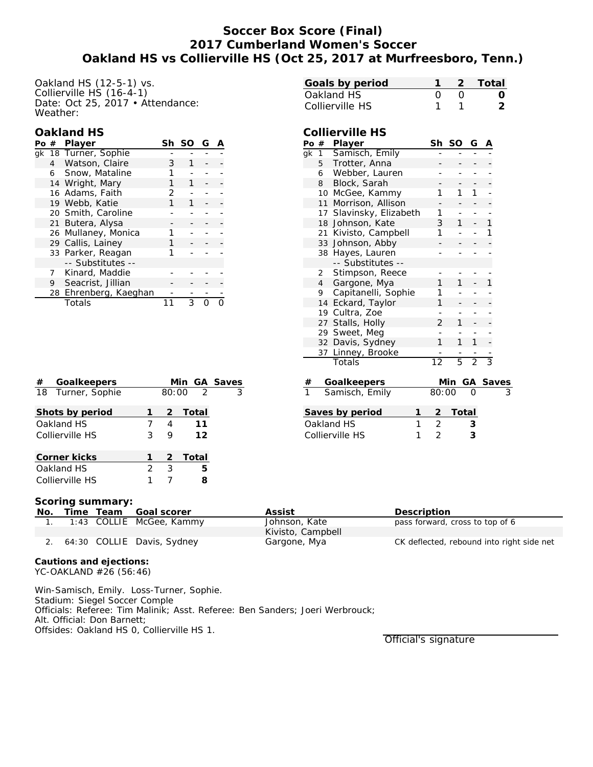# Soccer Box Score (Final)
## 2017 Cumberland Women's Soccer
## Oakland HS vs Collierville HS (Oct 25, 2017 at Murfreesboro, Tenn.)

Oakland HS (12-5-1) vs.
Collierville HS (16-4-1)
Date: Oct 25, 2017 • Attendance:
Weather:

| Goals by period | 1 | 2 | Total |
|---|---|---|---|
| Oakland HS | 0 | 0 | **0** |
| Collierville HS | 1 | 1 | **2** |

### Oakland HS

| Po | # | Player | Sh | SO | G | A |
|---|---|---|---|---|---|---|
| gk | 18 | Turner, Sophie | - | - | - | - |
| | 4 | Watson, Claire | 3 | 1 | - | - |
| | 6 | Snow, Mataline | 1 | - | - | - |
| | 14 | Wright, Mary | 1 | 1 | - | - |
| | 16 | Adams, Faith | 2 | - | - | - |
| | 19 | Webb, Katie | 1 | 1 | - | - |
| | 20 | Smith, Caroline | - | - | - | - |
| | 21 | Butera, Alysa | - | - | - | - |
| | 26 | Mullaney, Monica | 1 | - | - | - |
| | 29 | Callis, Lainey | 1 | - | - | - |
| | 33 | Parker, Reagan | 1 | - | - | - |
| | | -- Substitutes -- | | | | |
| | 7 | Kinard, Maddie | - | - | - | - |
| | 9 | Seacrist, Jillian | - | - | - | - |
| | 28 | Ehrenberg, Kaeghan | - | - | - | - |
| | | Totals | 11 | 3 | 0 | 0 |

### Collierville HS

| Po | # | Player | Sh | SO | G | A |
|---|---|---|---|---|---|---|
| gk | 1 | Samisch, Emily | - | - | - | - |
| | 5 | Trotter, Anna | - | - | - | - |
| | 6 | Webber, Lauren | - | - | - | - |
| | 8 | Block, Sarah | - | - | - | - |
| | 10 | McGee, Kammy | 1 | 1 | 1 | - |
| | 11 | Morrison, Allison | - | - | - | - |
| | 17 | Slavinsky, Elizabeth | 1 | - | - | - |
| | 18 | Johnson, Kate | 3 | 1 | - | 1 |
| | 21 | Kivisto, Campbell | 1 | - | - | 1 |
| | 33 | Johnson, Abby | - | - | - | - |
| | 38 | Hayes, Lauren | - | - | - | - |
| | | -- Substitutes -- | | | | |
| | 2 | Stimpson, Reece | - | - | - | - |
| | 4 | Gargone, Mya | 1 | 1 | - | 1 |
| | 9 | Capitanelli, Sophie | 1 | - | - | - |
| | 14 | Eckard, Taylor | 1 | - | - | - |
| | 19 | Cultra, Zoe | - | - | - | - |
| | 27 | Stalls, Holly | 2 | 1 | - | - |
| | 29 | Sweet, Meg | - | - | - | - |
| | 32 | Davis, Sydney | 1 | 1 | 1 | - |
| | 37 | Linney, Brooke | - | - | - | - |
| | | Totals | 12 | 5 | 2 | 3 |

| # | Goalkeepers | Min | GA | Saves |
|---|---|---|---|---|
| 18 | Turner, Sophie | 80:00 | 2 | 3 |

| # | Goalkeepers | Min | GA | Saves |
|---|---|---|---|---|
| 1 | Samisch, Emily | 80:00 | 0 | 3 |

| Shots by period | 1 | 2 | Total |
|---|---|---|---|
| Oakland HS | 7 | 4 | **11** |
| Collierville HS | 3 | 9 | **12** |

| Saves by period | 1 | 2 | Total |
|---|---|---|---|
| Oakland HS | 1 | 2 | **3** |
| Collierville HS | 1 | 2 | **3** |

| Corner kicks | 1 | 2 | Total |
|---|---|---|---|
| Oakland HS | 2 | 3 | **5** |
| Collierville HS | 1 | 7 | **8** |

**Scoring summary:**

| No. | Time | Team | Goal scorer | Assist | Description |
|---|---|---|---|---|---|
| 1. | 1:43 | COLLIE | McGee, Kammy | Johnson, Kate<br>Kivisto, Campbell | pass forward, cross to top of 6 |
| 2. | 64:30 | COLLIE | Davis, Sydney | Gargone, Mya | CK deflected, rebound into right side net |

**Cautions and ejections:**
YC-OAKLAND #26 (56:46)

Win-Samisch, Emily. Loss-Turner, Sophie.
Stadium: Siegel Soccer Comple
Officials: Referee: Tim Malinik; Asst. Referee: Ben Sanders; Joeri Werbrouck;
Alt. Official: Don Barnett;
Offsides: Oakland HS 0, Collierville HS 1.

Official's signature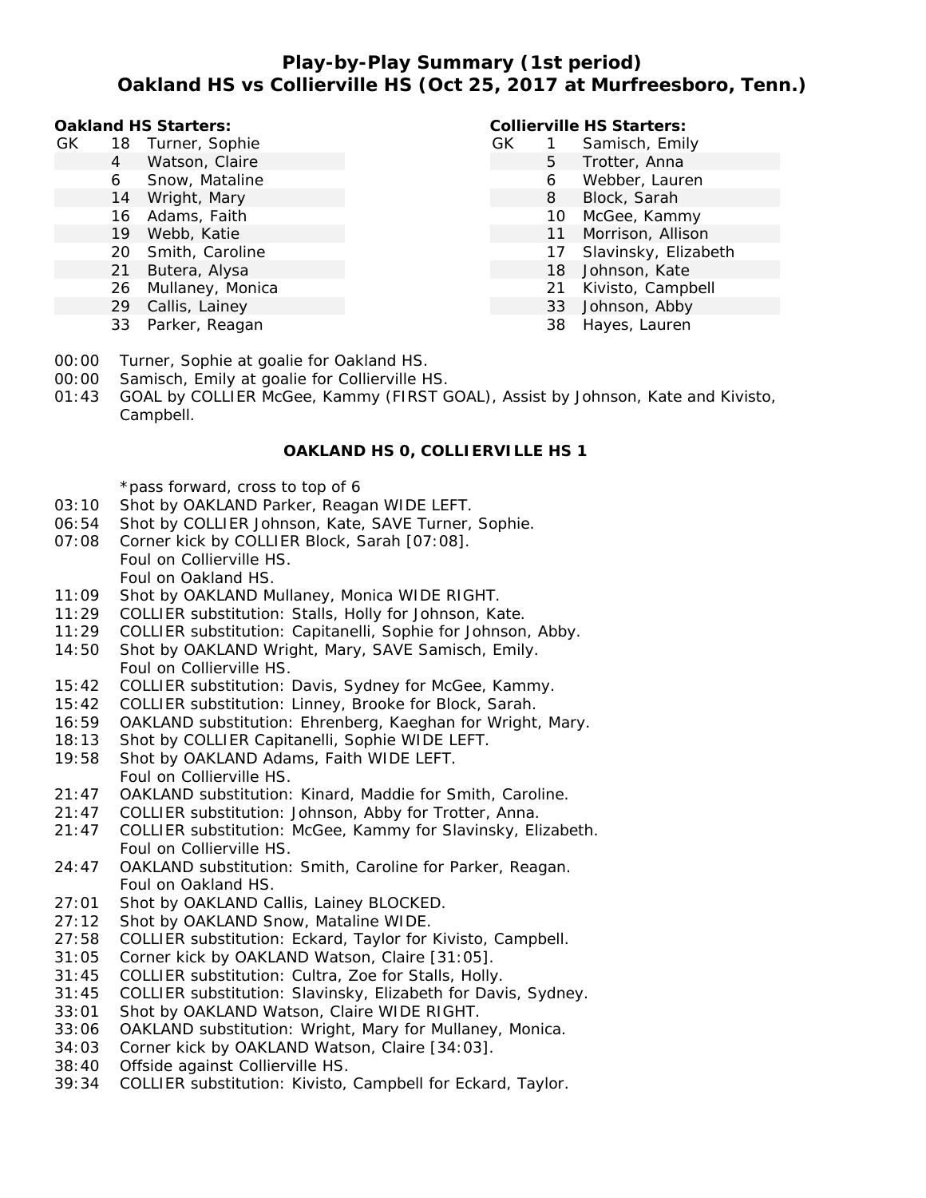# Play-by-Play Summary (1st period)
## Oakland HS vs Collierville HS (Oct 25, 2017 at Murfreesboro, Tenn.)

**Oakland HS Starters:**

| | No. | Name |
|---|---|---|
| GK | 18 | Turner, Sophie |
| | 4 | Watson, Claire |
| | 6 | Snow, Mataline |
| | 14 | Wright, Mary |
| | 16 | Adams, Faith |
| | 19 | Webb, Katie |
| | 20 | Smith, Caroline |
| | 21 | Butera, Alysa |
| | 26 | Mullaney, Monica |
| | 29 | Callis, Lainey |
| | 33 | Parker, Reagan |

**Collierville HS Starters:**

| | No. | Name |
|---|---|---|
| GK | 1 | Samisch, Emily |
| | 5 | Trotter, Anna |
| | 6 | Webber, Lauren |
| | 8 | Block, Sarah |
| | 10 | McGee, Kammy |
| | 11 | Morrison, Allison |
| | 17 | Slavinsky, Elizabeth |
| | 18 | Johnson, Kate |
| | 21 | Kivisto, Campbell |
| | 33 | Johnson, Abby |
| | 38 | Hayes, Lauren |

00:00 Turner, Sophie at goalie for Oakland HS.
00:00 Samisch, Emily at goalie for Collierville HS.
01:43 GOAL by COLLIER McGee, Kammy (FIRST GOAL), Assist by Johnson, Kate and Kivisto, Campbell.

**OAKLAND HS 0, COLLIERVILLE HS 1**

*pass forward, cross to top of 6
03:10 Shot by OAKLAND Parker, Reagan WIDE LEFT.
06:54 Shot by COLLIER Johnson, Kate, SAVE Turner, Sophie.
07:08 Corner kick by COLLIER Block, Sarah [07:08].
Foul on Collierville HS.
Foul on Oakland HS.
11:09 Shot by OAKLAND Mullaney, Monica WIDE RIGHT.
11:29 COLLIER substitution: Stalls, Holly for Johnson, Kate.
11:29 COLLIER substitution: Capitanelli, Sophie for Johnson, Abby.
14:50 Shot by OAKLAND Wright, Mary, SAVE Samisch, Emily.
Foul on Collierville HS.
15:42 COLLIER substitution: Davis, Sydney for McGee, Kammy.
15:42 COLLIER substitution: Linney, Brooke for Block, Sarah.
16:59 OAKLAND substitution: Ehrenberg, Kaeghan for Wright, Mary.
18:13 Shot by COLLIER Capitanelli, Sophie WIDE LEFT.
19:58 Shot by OAKLAND Adams, Faith WIDE LEFT.
Foul on Collierville HS.
21:47 OAKLAND substitution: Kinard, Maddie for Smith, Caroline.
21:47 COLLIER substitution: Johnson, Abby for Trotter, Anna.
21:47 COLLIER substitution: McGee, Kammy for Slavinsky, Elizabeth.
Foul on Collierville HS.
24:47 OAKLAND substitution: Smith, Caroline for Parker, Reagan.
Foul on Oakland HS.
27:01 Shot by OAKLAND Callis, Lainey BLOCKED.
27:12 Shot by OAKLAND Snow, Mataline WIDE.
27:58 COLLIER substitution: Eckard, Taylor for Kivisto, Campbell.
31:05 Corner kick by OAKLAND Watson, Claire [31:05].
31:45 COLLIER substitution: Cultra, Zoe for Stalls, Holly.
31:45 COLLIER substitution: Slavinsky, Elizabeth for Davis, Sydney.
33:01 Shot by OAKLAND Watson, Claire WIDE RIGHT.
33:06 OAKLAND substitution: Wright, Mary for Mullaney, Monica.
34:03 Corner kick by OAKLAND Watson, Claire [34:03].
38:40 Offside against Collierville HS.
39:34 COLLIER substitution: Kivisto, Campbell for Eckard, Taylor.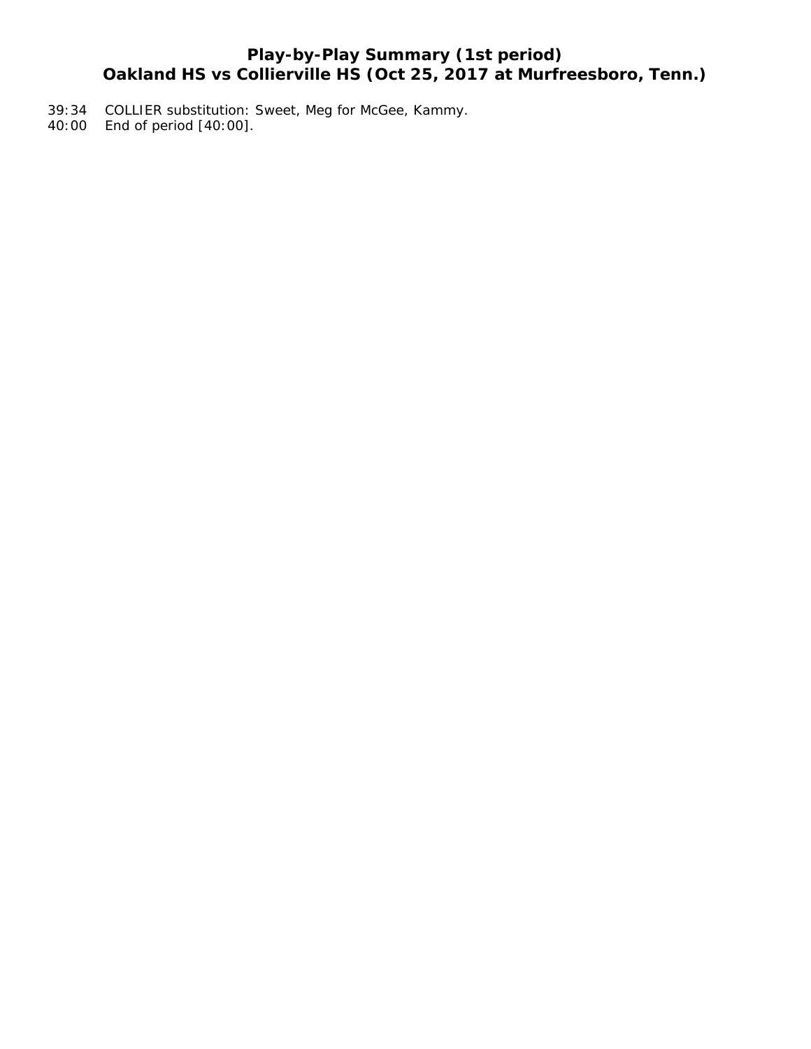# Play-by-Play Summary (1st period)
## Oakland HS vs Collierville HS (Oct 25, 2017 at Murfreesboro, Tenn.)

39:34 COLLIER substitution: Sweet, Meg for McGee, Kammy.
40:00 End of period [40:00].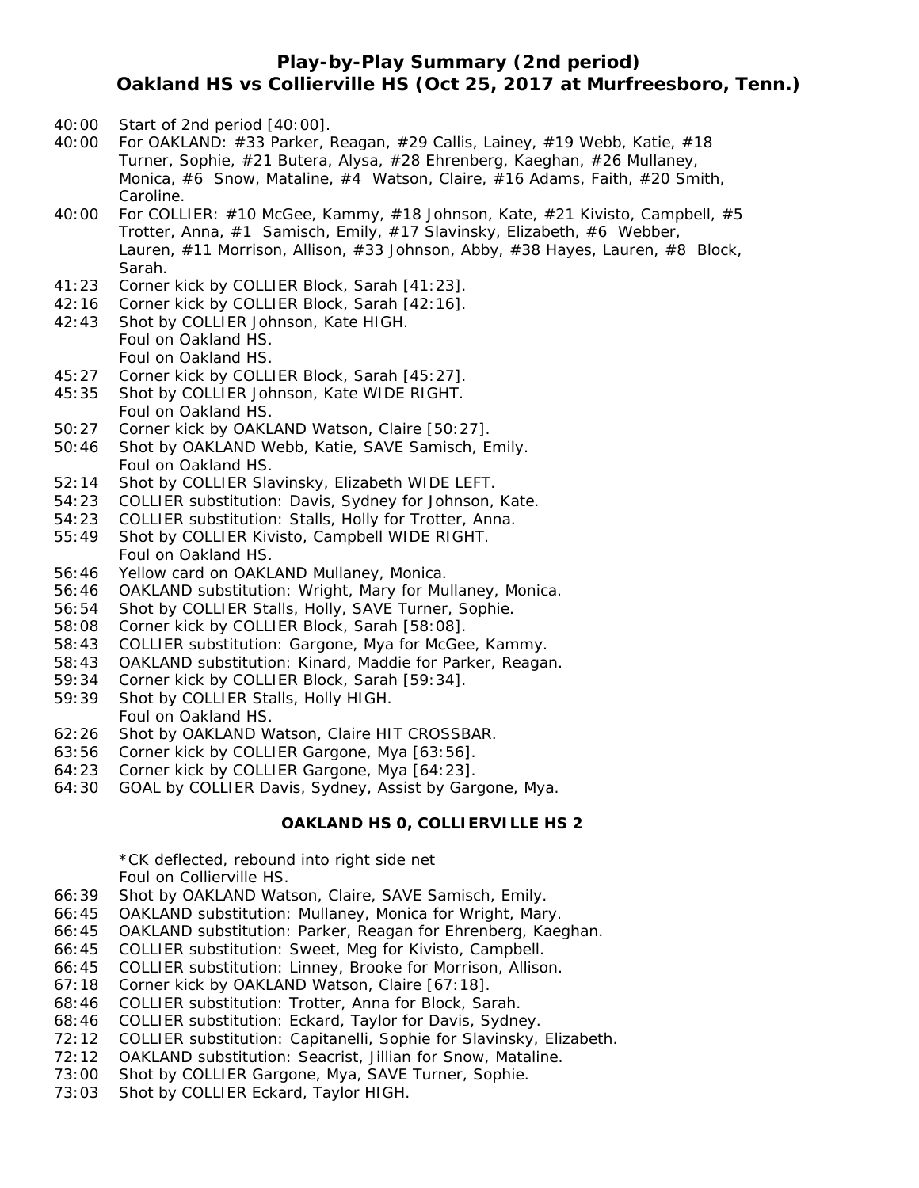# Play-by-Play Summary (2nd period)
## Oakland HS vs Collierville HS (Oct 25, 2017 at Murfreesboro, Tenn.)

40:00 Start of 2nd period [40:00].
40:00 For OAKLAND: #33 Parker, Reagan, #29 Callis, Lainey, #19 Webb, Katie, #18 Turner, Sophie, #21 Butera, Alysa, #28 Ehrenberg, Kaeghan, #26 Mullaney, Monica, #6 Snow, Mataline, #4 Watson, Claire, #16 Adams, Faith, #20 Smith, Caroline.
40:00 For COLLIER: #10 McGee, Kammy, #18 Johnson, Kate, #21 Kivisto, Campbell, #5 Trotter, Anna, #1 Samisch, Emily, #17 Slavinsky, Elizabeth, #6 Webber, Lauren, #11 Morrison, Allison, #33 Johnson, Abby, #38 Hayes, Lauren, #8 Block, Sarah.
41:23 Corner kick by COLLIER Block, Sarah [41:23].
42:16 Corner kick by COLLIER Block, Sarah [42:16].
42:43 Shot by COLLIER Johnson, Kate HIGH.
Foul on Oakland HS.
Foul on Oakland HS.
45:27 Corner kick by COLLIER Block, Sarah [45:27].
45:35 Shot by COLLIER Johnson, Kate WIDE RIGHT.
Foul on Oakland HS.
50:27 Corner kick by OAKLAND Watson, Claire [50:27].
50:46 Shot by OAKLAND Webb, Katie, SAVE Samisch, Emily.
Foul on Oakland HS.
52:14 Shot by COLLIER Slavinsky, Elizabeth WIDE LEFT.
54:23 COLLIER substitution: Davis, Sydney for Johnson, Kate.
54:23 COLLIER substitution: Stalls, Holly for Trotter, Anna.
55:49 Shot by COLLIER Kivisto, Campbell WIDE RIGHT.
Foul on Oakland HS.
56:46 Yellow card on OAKLAND Mullaney, Monica.
56:46 OAKLAND substitution: Wright, Mary for Mullaney, Monica.
56:54 Shot by COLLIER Stalls, Holly, SAVE Turner, Sophie.
58:08 Corner kick by COLLIER Block, Sarah [58:08].
58:43 COLLIER substitution: Gargone, Mya for McGee, Kammy.
58:43 OAKLAND substitution: Kinard, Maddie for Parker, Reagan.
59:34 Corner kick by COLLIER Block, Sarah [59:34].
59:39 Shot by COLLIER Stalls, Holly HIGH.
Foul on Oakland HS.
62:26 Shot by OAKLAND Watson, Claire HIT CROSSBAR.
63:56 Corner kick by COLLIER Gargone, Mya [63:56].
64:23 Corner kick by COLLIER Gargone, Mya [64:23].
64:30 GOAL by COLLIER Davis, Sydney, Assist by Gargone, Mya.

**OAKLAND HS 0, COLLIERVILLE HS 2**

*CK deflected, rebound into right side net
Foul on Collierville HS.
66:39 Shot by OAKLAND Watson, Claire, SAVE Samisch, Emily.
66:45 OAKLAND substitution: Mullaney, Monica for Wright, Mary.
66:45 OAKLAND substitution: Parker, Reagan for Ehrenberg, Kaeghan.
66:45 COLLIER substitution: Sweet, Meg for Kivisto, Campbell.
66:45 COLLIER substitution: Linney, Brooke for Morrison, Allison.
67:18 Corner kick by OAKLAND Watson, Claire [67:18].
68:46 COLLIER substitution: Trotter, Anna for Block, Sarah.
68:46 COLLIER substitution: Eckard, Taylor for Davis, Sydney.
72:12 COLLIER substitution: Capitanelli, Sophie for Slavinsky, Elizabeth.
72:12 OAKLAND substitution: Seacrist, Jillian for Snow, Mataline.
73:00 Shot by COLLIER Gargone, Mya, SAVE Turner, Sophie.
73:03 Shot by COLLIER Eckard, Taylor HIGH.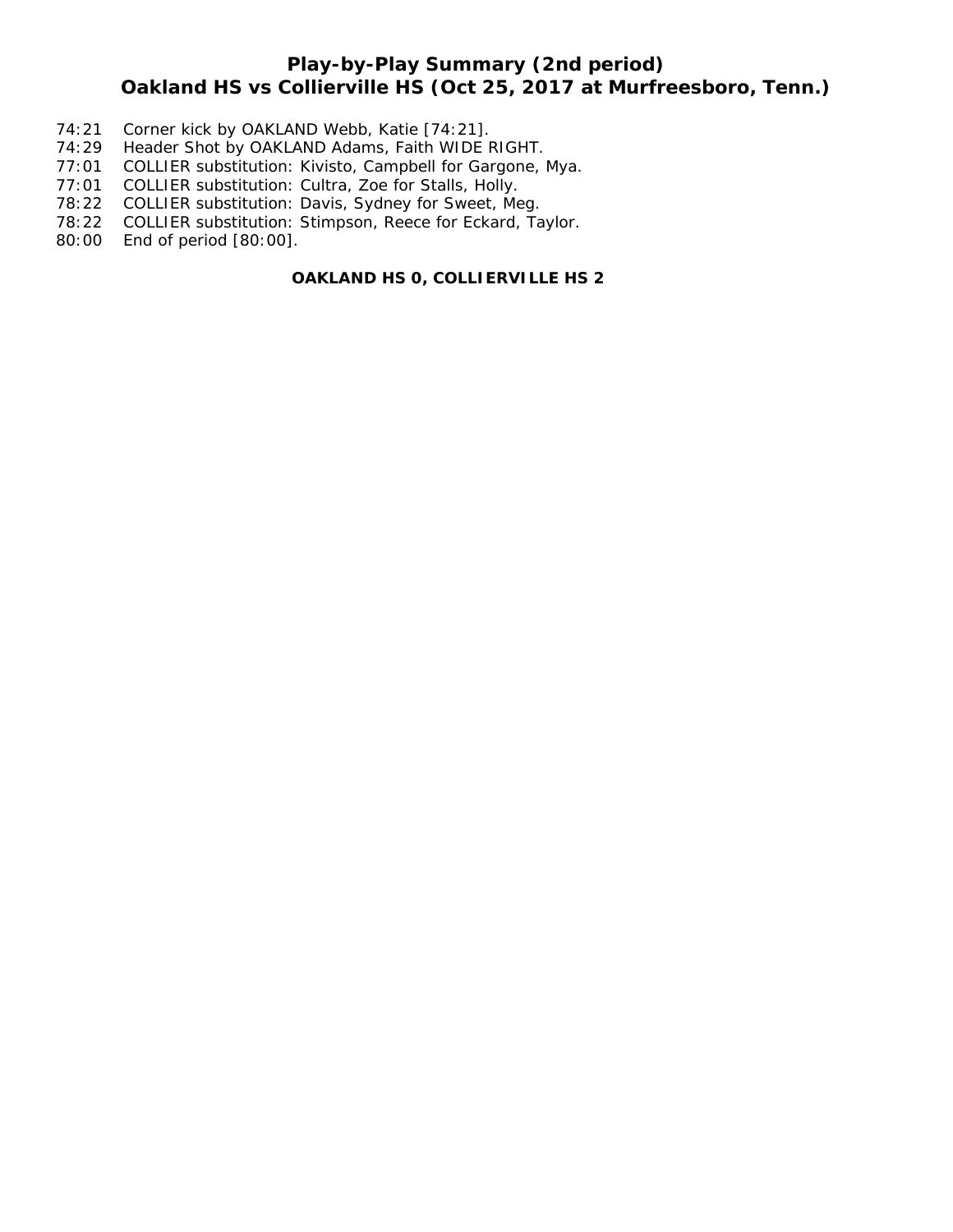## Play-by-Play Summary (2nd period)
## Oakland HS vs Collierville HS (Oct 25, 2017 at Murfreesboro, Tenn.)

74:21 Corner kick by OAKLAND Webb, Katie [74:21].
74:29 Header Shot by OAKLAND Adams, Faith WIDE RIGHT.
77:01 COLLIER substitution: Kivisto, Campbell for Gargone, Mya.
77:01 COLLIER substitution: Cultra, Zoe for Stalls, Holly.
78:22 COLLIER substitution: Davis, Sydney for Sweet, Meg.
78:22 COLLIER substitution: Stimpson, Reece for Eckard, Taylor.
80:00 End of period [80:00].

**OAKLAND HS 0, COLLIERVILLE HS 2**